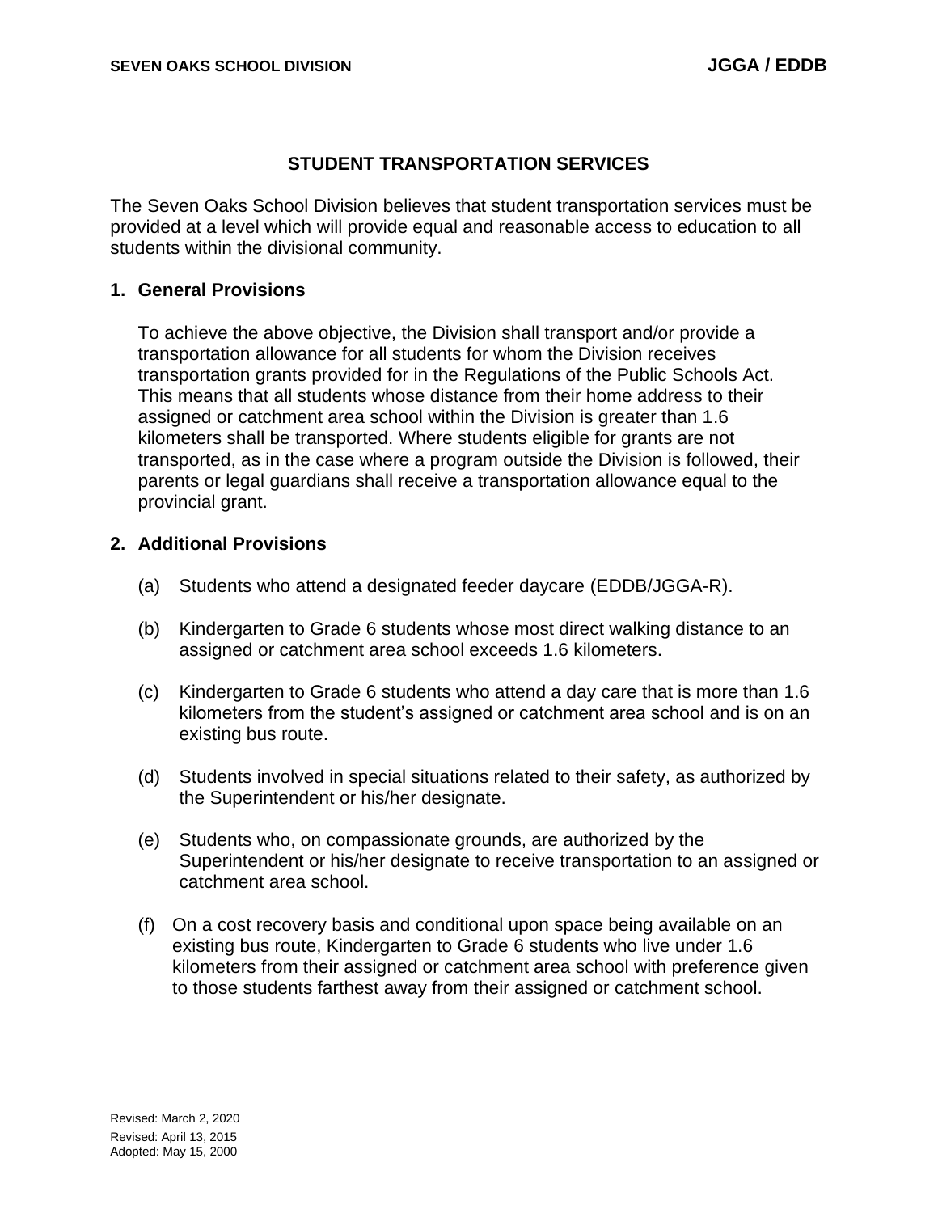# STUDENT TRANSPORTATION SERVICES

The Seven Oaks School Division believes that student transportation services must be provided at a level which will provide equal and reasonable access to education to all students within the divisional community.

## 1. General Provisions

To achieve the above objective, the Division shall transport and/or provide a transportation allowance for all students for whom the Division receives transportation grants provided for in the Regulations of the Public Schools Act. This means that all students whose distance from their home address to their assigned or catchment area school within the Division is greater than 1.6 kilometers shall be transported. Where students eligible for grants are not transported, as in the case where a program outside the Division is followed, their parents or legal guardians shall receive a transportation allowance equal to the provincial grant.

## 2. Additional Provisions

(a) Students who attend a designated feeder daycare (EDDB/JGGA-R).

(b) Kindergarten to Grade 6 students whose most direct walking distance to an assigned or catchment area school exceeds 1.6 kilometers.

(c) Kindergarten to Grade 6 students who attend a day care that is more than 1.6 kilometers from the student's assigned or catchment area school and is on an existing bus route.

(d) Students involved in special situations related to their safety, as authorized by the Superintendent or his/her designate.

(e) Students who, on compassionate grounds, are authorized by the Superintendent or his/her designate to receive transportation to an assigned or catchment area school.

(f) On a cost recovery basis and conditional upon space being available on an existing bus route, Kindergarten to Grade 6 students who live under 1.6 kilometers from their assigned or catchment area school with preference given to those students farthest away from their assigned or catchment school.

Revised: March 2, 2020
Revised: April 13, 2015
Adopted: May 15, 2000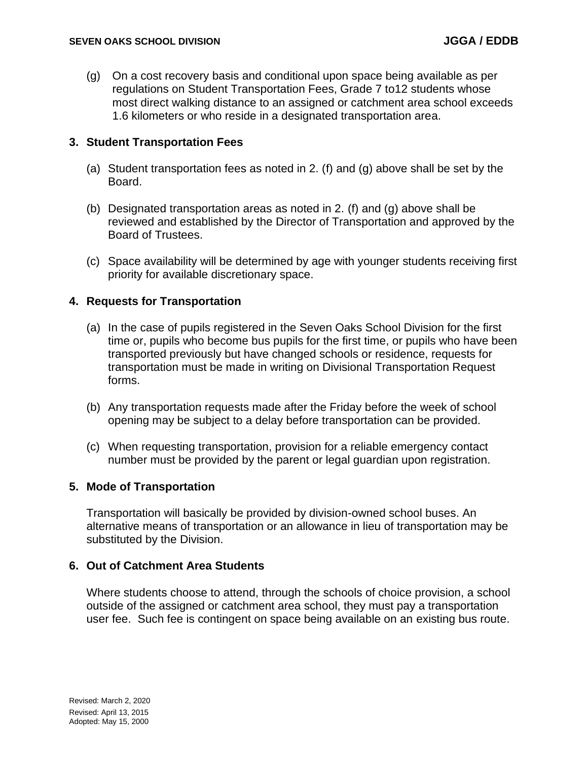(g) On a cost recovery basis and conditional upon space being available as per regulations on Student Transportation Fees, Grade 7 to12 students whose most direct walking distance to an assigned or catchment area school exceeds 1.6 kilometers or who reside in a designated transportation area.

## 3. Student Transportation Fees

(a) Student transportation fees as noted in 2. (f) and (g) above shall be set by the Board.

(b) Designated transportation areas as noted in 2. (f) and (g) above shall be reviewed and established by the Director of Transportation and approved by the Board of Trustees.

(c) Space availability will be determined by age with younger students receiving first priority for available discretionary space.

## 4. Requests for Transportation

(a) In the case of pupils registered in the Seven Oaks School Division for the first time or, pupils who become bus pupils for the first time, or pupils who have been transported previously but have changed schools or residence, requests for transportation must be made in writing on Divisional Transportation Request forms.

(b) Any transportation requests made after the Friday before the week of school opening may be subject to a delay before transportation can be provided.

(c) When requesting transportation, provision for a reliable emergency contact number must be provided by the parent or legal guardian upon registration.

## 5. Mode of Transportation

Transportation will basically be provided by division-owned school buses. An alternative means of transportation or an allowance in lieu of transportation may be substituted by the Division.

## 6. Out of Catchment Area Students

Where students choose to attend, through the schools of choice provision, a school outside of the assigned or catchment area school, they must pay a transportation user fee. Such fee is contingent on space being available on an existing bus route.

Revised: March 2, 2020
Revised: April 13, 2015
Adopted: May 15, 2000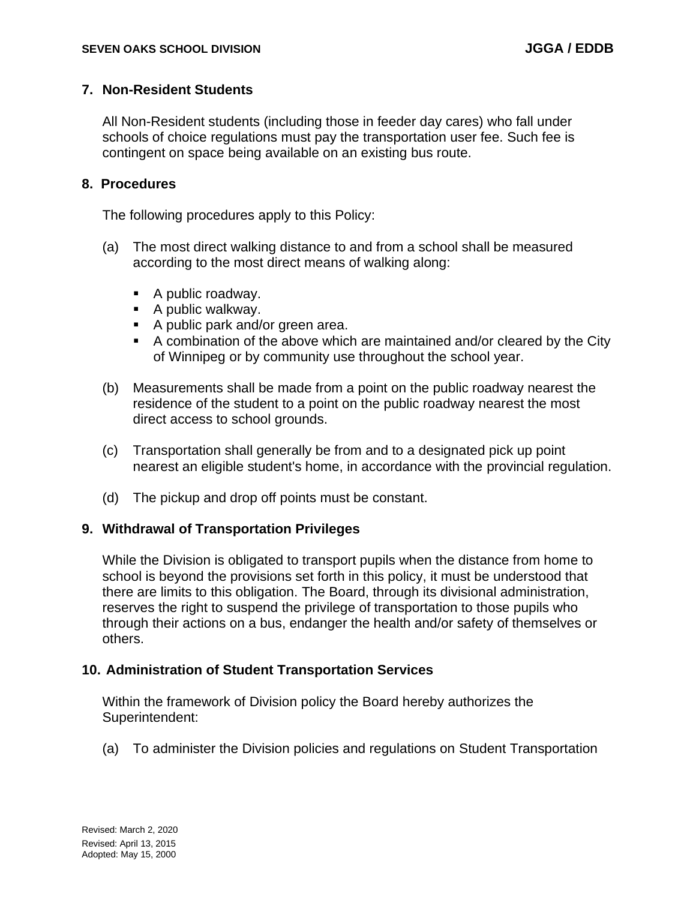## 7. Non-Resident Students

All Non-Resident students (including those in feeder day cares) who fall under schools of choice regulations must pay the transportation user fee. Such fee is contingent on space being available on an existing bus route.

## 8. Procedures

The following procedures apply to this Policy:

(a) The most direct walking distance to and from a school shall be measured according to the most direct means of walking along:

- A public roadway.
- A public walkway.
- A public park and/or green area.
- A combination of the above which are maintained and/or cleared by the City of Winnipeg or by community use throughout the school year.

(b) Measurements shall be made from a point on the public roadway nearest the residence of the student to a point on the public roadway nearest the most direct access to school grounds.

(c) Transportation shall generally be from and to a designated pick up point nearest an eligible student's home, in accordance with the provincial regulation.

(d) The pickup and drop off points must be constant.

## 9. Withdrawal of Transportation Privileges

While the Division is obligated to transport pupils when the distance from home to school is beyond the provisions set forth in this policy, it must be understood that there are limits to this obligation. The Board, through its divisional administration, reserves the right to suspend the privilege of transportation to those pupils who through their actions on a bus, endanger the health and/or safety of themselves or others.

## 10. Administration of Student Transportation Services

Within the framework of Division policy the Board hereby authorizes the Superintendent:

(a) To administer the Division policies and regulations on Student Transportation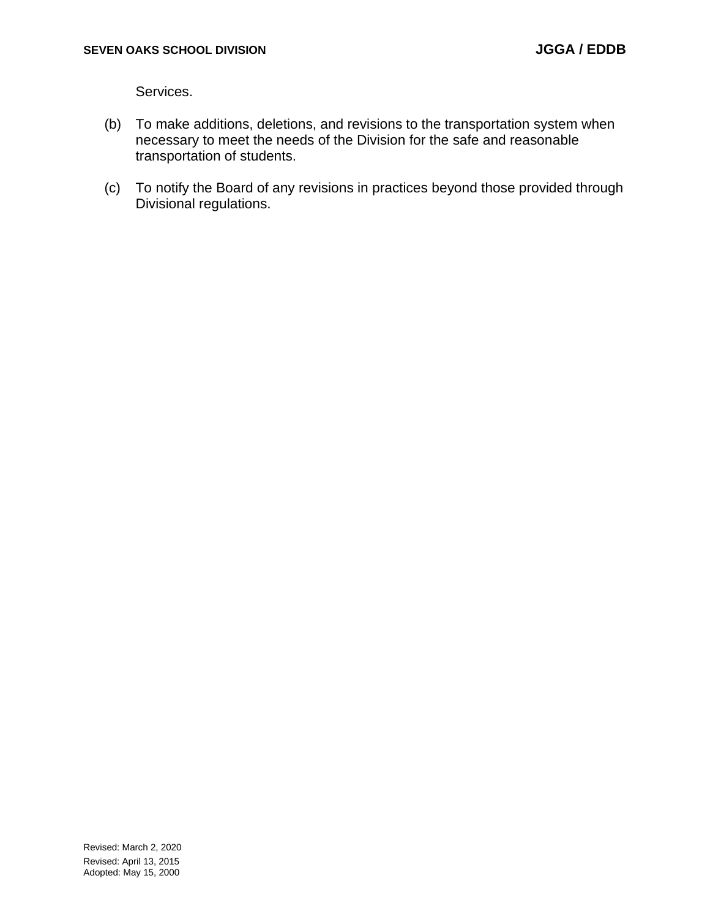Services.

(b) To make additions, deletions, and revisions to the transportation system when necessary to meet the needs of the Division for the safe and reasonable transportation of students.

(c) To notify the Board of any revisions in practices beyond those provided through Divisional regulations.

Revised: March 2, 2020
Revised: April 13, 2015
Adopted: May 15, 2000